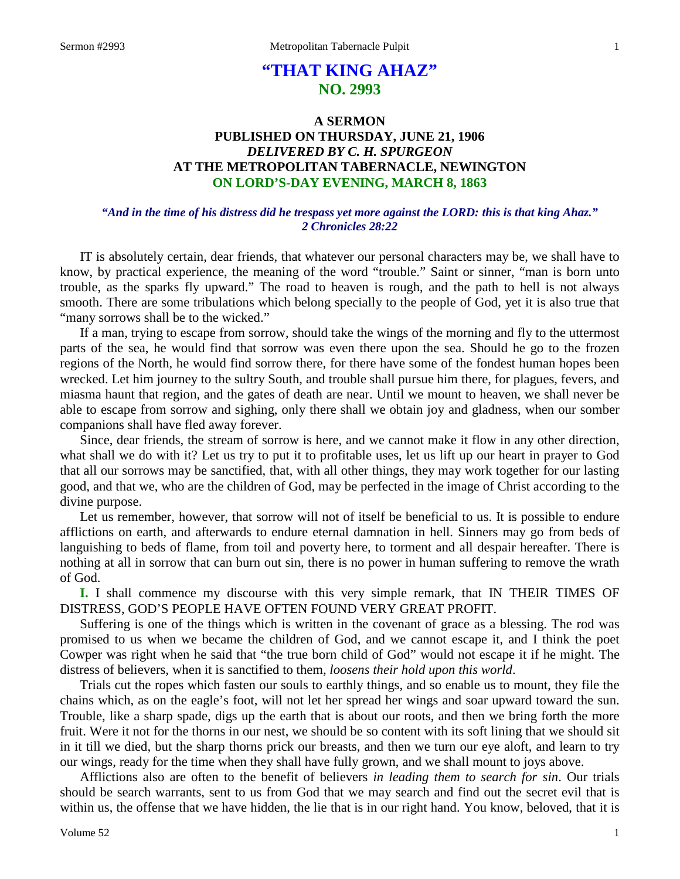# "THAT KING AHAZ"
## NO. 2993

### A SERMON
### PUBLISHED ON THURSDAY, JUNE 21, 1906
### *DELIVERED BY C. H. SPURGEON*
### AT THE METROPOLITAN TABERNACLE, NEWINGTON
### ON LORD'S-DAY EVENING, MARCH 8, 1863

***"And in the time of his distress did he trespass yet more against the LORD: this is that king Ahaz." 2 Chronicles 28:22***

IT is absolutely certain, dear friends, that whatever our personal characters may be, we shall have to know, by practical experience, the meaning of the word "trouble." Saint or sinner, "man is born unto trouble, as the sparks fly upward." The road to heaven is rough, and the path to hell is not always smooth. There are some tribulations which belong specially to the people of God, yet it is also true that "many sorrows shall be to the wicked."

If a man, trying to escape from sorrow, should take the wings of the morning and fly to the uttermost parts of the sea, he would find that sorrow was even there upon the sea. Should he go to the frozen regions of the North, he would find sorrow there, for there have some of the fondest human hopes been wrecked. Let him journey to the sultry South, and trouble shall pursue him there, for plagues, fevers, and miasma haunt that region, and the gates of death are near. Until we mount to heaven, we shall never be able to escape from sorrow and sighing, only there shall we obtain joy and gladness, when our somber companions shall have fled away forever.

Since, dear friends, the stream of sorrow is here, and we cannot make it flow in any other direction, what shall we do with it? Let us try to put it to profitable uses, let us lift up our heart in prayer to God that all our sorrows may be sanctified, that, with all other things, they may work together for our lasting good, and that we, who are the children of God, may be perfected in the image of Christ according to the divine purpose.

Let us remember, however, that sorrow will not of itself be beneficial to us. It is possible to endure afflictions on earth, and afterwards to endure eternal damnation in hell. Sinners may go from beds of languishing to beds of flame, from toil and poverty here, to torment and all despair hereafter. There is nothing at all in sorrow that can burn out sin, there is no power in human suffering to remove the wrath of God.

**I.** I shall commence my discourse with this very simple remark, that IN THEIR TIMES OF DISTRESS, GOD'S PEOPLE HAVE OFTEN FOUND VERY GREAT PROFIT.

Suffering is one of the things which is written in the covenant of grace as a blessing. The rod was promised to us when we became the children of God, and we cannot escape it, and I think the poet Cowper was right when he said that "the true born child of God" would not escape it if he might. The distress of believers, when it is sanctified to them, *loosens their hold upon this world*.

Trials cut the ropes which fasten our souls to earthly things, and so enable us to mount, they file the chains which, as on the eagle's foot, will not let her spread her wings and soar upward toward the sun. Trouble, like a sharp spade, digs up the earth that is about our roots, and then we bring forth the more fruit. Were it not for the thorns in our nest, we should be so content with its soft lining that we should sit in it till we died, but the sharp thorns prick our breasts, and then we turn our eye aloft, and learn to try our wings, ready for the time when they shall have fully grown, and we shall mount to joys above.

Afflictions also are often to the benefit of believers *in leading them to search for sin*. Our trials should be search warrants, sent to us from God that we may search and find out the secret evil that is within us, the offense that we have hidden, the lie that is in our right hand. You know, beloved, that it is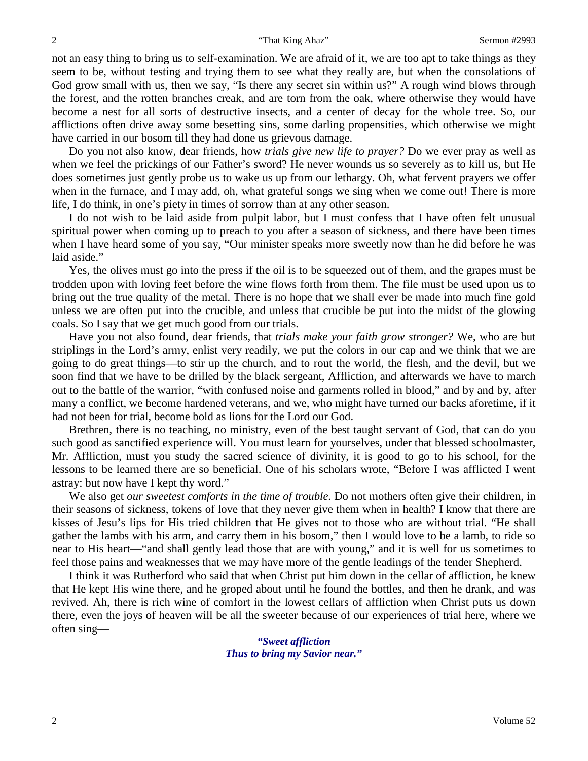not an easy thing to bring us to self-examination. We are afraid of it, we are too apt to take things as they seem to be, without testing and trying them to see what they really are, but when the consolations of God grow small with us, then we say, "Is there any secret sin within us?" A rough wind blows through the forest, and the rotten branches creak, and are torn from the oak, where otherwise they would have become a nest for all sorts of destructive insects, and a center of decay for the whole tree. So, our afflictions often drive away some besetting sins, some darling propensities, which otherwise we might have carried in our bosom till they had done us grievous damage.

Do you not also know, dear friends, how *trials give new life to prayer?* Do we ever pray as well as when we feel the prickings of our Father's sword? He never wounds us so severely as to kill us, but He does sometimes just gently probe us to wake us up from our lethargy. Oh, what fervent prayers we offer when in the furnace, and I may add, oh, what grateful songs we sing when we come out! There is more life, I do think, in one's piety in times of sorrow than at any other season.

I do not wish to be laid aside from pulpit labor, but I must confess that I have often felt unusual spiritual power when coming up to preach to you after a season of sickness, and there have been times when I have heard some of you say, "Our minister speaks more sweetly now than he did before he was laid aside."

Yes, the olives must go into the press if the oil is to be squeezed out of them, and the grapes must be trodden upon with loving feet before the wine flows forth from them. The file must be used upon us to bring out the true quality of the metal. There is no hope that we shall ever be made into much fine gold unless we are often put into the crucible, and unless that crucible be put into the midst of the glowing coals. So I say that we get much good from our trials.

Have you not also found, dear friends, that *trials make your faith grow stronger?* We, who are but striplings in the Lord's army, enlist very readily, we put the colors in our cap and we think that we are going to do great things—to stir up the church, and to rout the world, the flesh, and the devil, but we soon find that we have to be drilled by the black sergeant, Affliction, and afterwards we have to march out to the battle of the warrior, "with confused noise and garments rolled in blood," and by and by, after many a conflict, we become hardened veterans, and we, who might have turned our backs aforetime, if it had not been for trial, become bold as lions for the Lord our God.

Brethren, there is no teaching, no ministry, even of the best taught servant of God, that can do you such good as sanctified experience will. You must learn for yourselves, under that blessed schoolmaster, Mr. Affliction, must you study the sacred science of divinity, it is good to go to his school, for the lessons to be learned there are so beneficial. One of his scholars wrote, "Before I was afflicted I went astray: but now have I kept thy word."

We also get *our sweetest comforts in the time of trouble*. Do not mothers often give their children, in their seasons of sickness, tokens of love that they never give them when in health? I know that there are kisses of Jesu's lips for His tried children that He gives not to those who are without trial. "He shall gather the lambs with his arm, and carry them in his bosom," then I would love to be a lamb, to ride so near to His heart—"and shall gently lead those that are with young," and it is well for us sometimes to feel those pains and weaknesses that we may have more of the gentle leadings of the tender Shepherd.

I think it was Rutherford who said that when Christ put him down in the cellar of affliction, he knew that He kept His wine there, and he groped about until he found the bottles, and then he drank, and was revived. Ah, there is rich wine of comfort in the lowest cellars of affliction when Christ puts us down there, even the joys of heaven will be all the sweeter because of our experiences of trial here, where we often sing—

> ***"Sweet affliction***
> ***Thus to bring my Savior near."***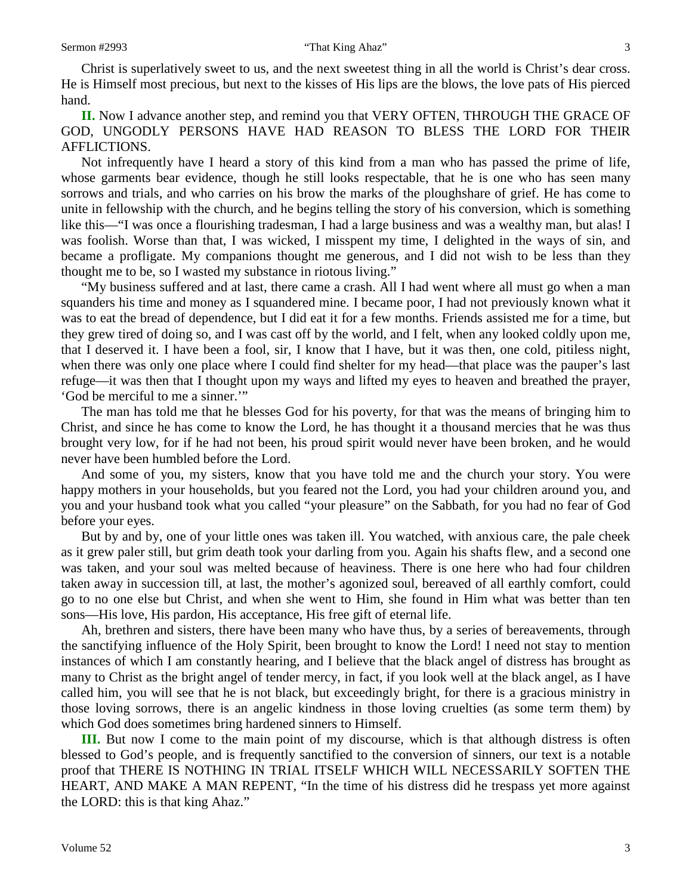Christ is superlatively sweet to us, and the next sweetest thing in all the world is Christ's dear cross. He is Himself most precious, but next to the kisses of His lips are the blows, the love pats of His pierced hand.

**II.** Now I advance another step, and remind you that VERY OFTEN, THROUGH THE GRACE OF GOD, UNGODLY PERSONS HAVE HAD REASON TO BLESS THE LORD FOR THEIR AFFLICTIONS.

Not infrequently have I heard a story of this kind from a man who has passed the prime of life, whose garments bear evidence, though he still looks respectable, that he is one who has seen many sorrows and trials, and who carries on his brow the marks of the ploughshare of grief. He has come to unite in fellowship with the church, and he begins telling the story of his conversion, which is something like this—"I was once a flourishing tradesman, I had a large business and was a wealthy man, but alas! I was foolish. Worse than that, I was wicked, I misspent my time, I delighted in the ways of sin, and became a profligate. My companions thought me generous, and I did not wish to be less than they thought me to be, so I wasted my substance in riotous living."

"My business suffered and at last, there came a crash. All I had went where all must go when a man squanders his time and money as I squandered mine. I became poor, I had not previously known what it was to eat the bread of dependence, but I did eat it for a few months. Friends assisted me for a time, but they grew tired of doing so, and I was cast off by the world, and I felt, when any looked coldly upon me, that I deserved it. I have been a fool, sir, I know that I have, but it was then, one cold, pitiless night, when there was only one place where I could find shelter for my head—that place was the pauper's last refuge—it was then that I thought upon my ways and lifted my eyes to heaven and breathed the prayer, 'God be merciful to me a sinner.'"

The man has told me that he blesses God for his poverty, for that was the means of bringing him to Christ, and since he has come to know the Lord, he has thought it a thousand mercies that he was thus brought very low, for if he had not been, his proud spirit would never have been broken, and he would never have been humbled before the Lord.

And some of you, my sisters, know that you have told me and the church your story. You were happy mothers in your households, but you feared not the Lord, you had your children around you, and you and your husband took what you called "your pleasure" on the Sabbath, for you had no fear of God before your eyes.

But by and by, one of your little ones was taken ill. You watched, with anxious care, the pale cheek as it grew paler still, but grim death took your darling from you. Again his shafts flew, and a second one was taken, and your soul was melted because of heaviness. There is one here who had four children taken away in succession till, at last, the mother's agonized soul, bereaved of all earthly comfort, could go to no one else but Christ, and when she went to Him, she found in Him what was better than ten sons—His love, His pardon, His acceptance, His free gift of eternal life.

Ah, brethren and sisters, there have been many who have thus, by a series of bereavements, through the sanctifying influence of the Holy Spirit, been brought to know the Lord! I need not stay to mention instances of which I am constantly hearing, and I believe that the black angel of distress has brought as many to Christ as the bright angel of tender mercy, in fact, if you look well at the black angel, as I have called him, you will see that he is not black, but exceedingly bright, for there is a gracious ministry in those loving sorrows, there is an angelic kindness in those loving cruelties (as some term them) by which God does sometimes bring hardened sinners to Himself.

**III.** But now I come to the main point of my discourse, which is that although distress is often blessed to God's people, and is frequently sanctified to the conversion of sinners, our text is a notable proof that THERE IS NOTHING IN TRIAL ITSELF WHICH WILL NECESSARILY SOFTEN THE HEART, AND MAKE A MAN REPENT, "In the time of his distress did he trespass yet more against the LORD: this is that king Ahaz."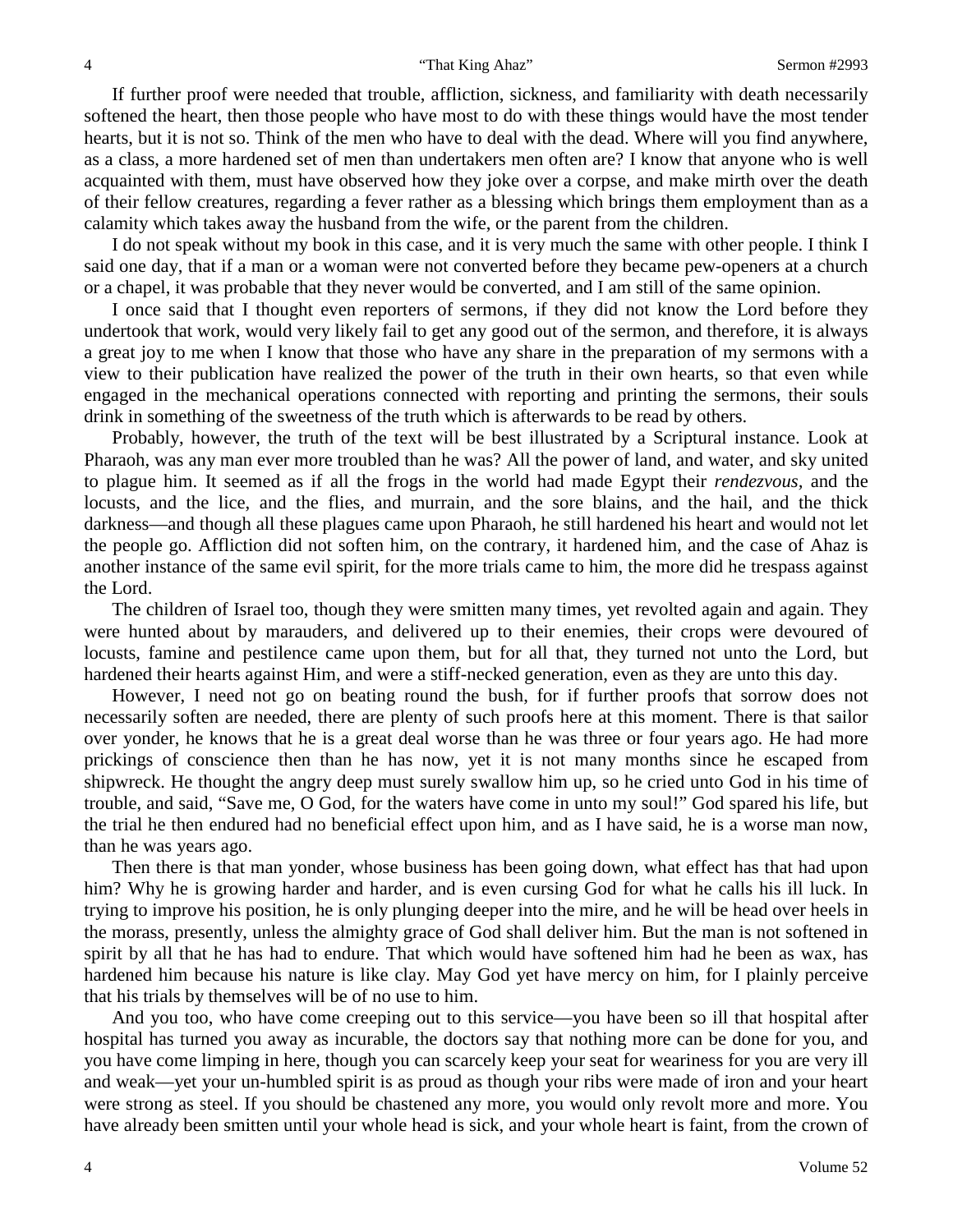If further proof were needed that trouble, affliction, sickness, and familiarity with death necessarily softened the heart, then those people who have most to do with these things would have the most tender hearts, but it is not so. Think of the men who have to deal with the dead. Where will you find anywhere, as a class, a more hardened set of men than undertakers men often are? I know that anyone who is well acquainted with them, must have observed how they joke over a corpse, and make mirth over the death of their fellow creatures, regarding a fever rather as a blessing which brings them employment than as a calamity which takes away the husband from the wife, or the parent from the children.

I do not speak without my book in this case, and it is very much the same with other people. I think I said one day, that if a man or a woman were not converted before they became pew-openers at a church or a chapel, it was probable that they never would be converted, and I am still of the same opinion.

I once said that I thought even reporters of sermons, if they did not know the Lord before they undertook that work, would very likely fail to get any good out of the sermon, and therefore, it is always a great joy to me when I know that those who have any share in the preparation of my sermons with a view to their publication have realized the power of the truth in their own hearts, so that even while engaged in the mechanical operations connected with reporting and printing the sermons, their souls drink in something of the sweetness of the truth which is afterwards to be read by others.

Probably, however, the truth of the text will be best illustrated by a Scriptural instance. Look at Pharaoh, was any man ever more troubled than he was? All the power of land, and water, and sky united to plague him. It seemed as if all the frogs in the world had made Egypt their *rendezvous,* and the locusts, and the lice, and the flies, and murrain, and the sore blains, and the hail, and the thick darkness—and though all these plagues came upon Pharaoh, he still hardened his heart and would not let the people go. Affliction did not soften him, on the contrary, it hardened him, and the case of Ahaz is another instance of the same evil spirit, for the more trials came to him, the more did he trespass against the Lord.

The children of Israel too, though they were smitten many times, yet revolted again and again. They were hunted about by marauders, and delivered up to their enemies, their crops were devoured of locusts, famine and pestilence came upon them, but for all that, they turned not unto the Lord, but hardened their hearts against Him, and were a stiff-necked generation, even as they are unto this day.

However, I need not go on beating round the bush, for if further proofs that sorrow does not necessarily soften are needed, there are plenty of such proofs here at this moment. There is that sailor over yonder, he knows that he is a great deal worse than he was three or four years ago. He had more prickings of conscience then than he has now, yet it is not many months since he escaped from shipwreck. He thought the angry deep must surely swallow him up, so he cried unto God in his time of trouble, and said, "Save me, O God, for the waters have come in unto my soul!" God spared his life, but the trial he then endured had no beneficial effect upon him, and as I have said, he is a worse man now, than he was years ago.

Then there is that man yonder, whose business has been going down, what effect has that had upon him? Why he is growing harder and harder, and is even cursing God for what he calls his ill luck. In trying to improve his position, he is only plunging deeper into the mire, and he will be head over heels in the morass, presently, unless the almighty grace of God shall deliver him. But the man is not softened in spirit by all that he has had to endure. That which would have softened him had he been as wax, has hardened him because his nature is like clay. May God yet have mercy on him, for I plainly perceive that his trials by themselves will be of no use to him.

And you too, who have come creeping out to this service—you have been so ill that hospital after hospital has turned you away as incurable, the doctors say that nothing more can be done for you, and you have come limping in here, though you can scarcely keep your seat for weariness for you are very ill and weak—yet your un-humbled spirit is as proud as though your ribs were made of iron and your heart were strong as steel. If you should be chastened any more, you would only revolt more and more. You have already been smitten until your whole head is sick, and your whole heart is faint, from the crown of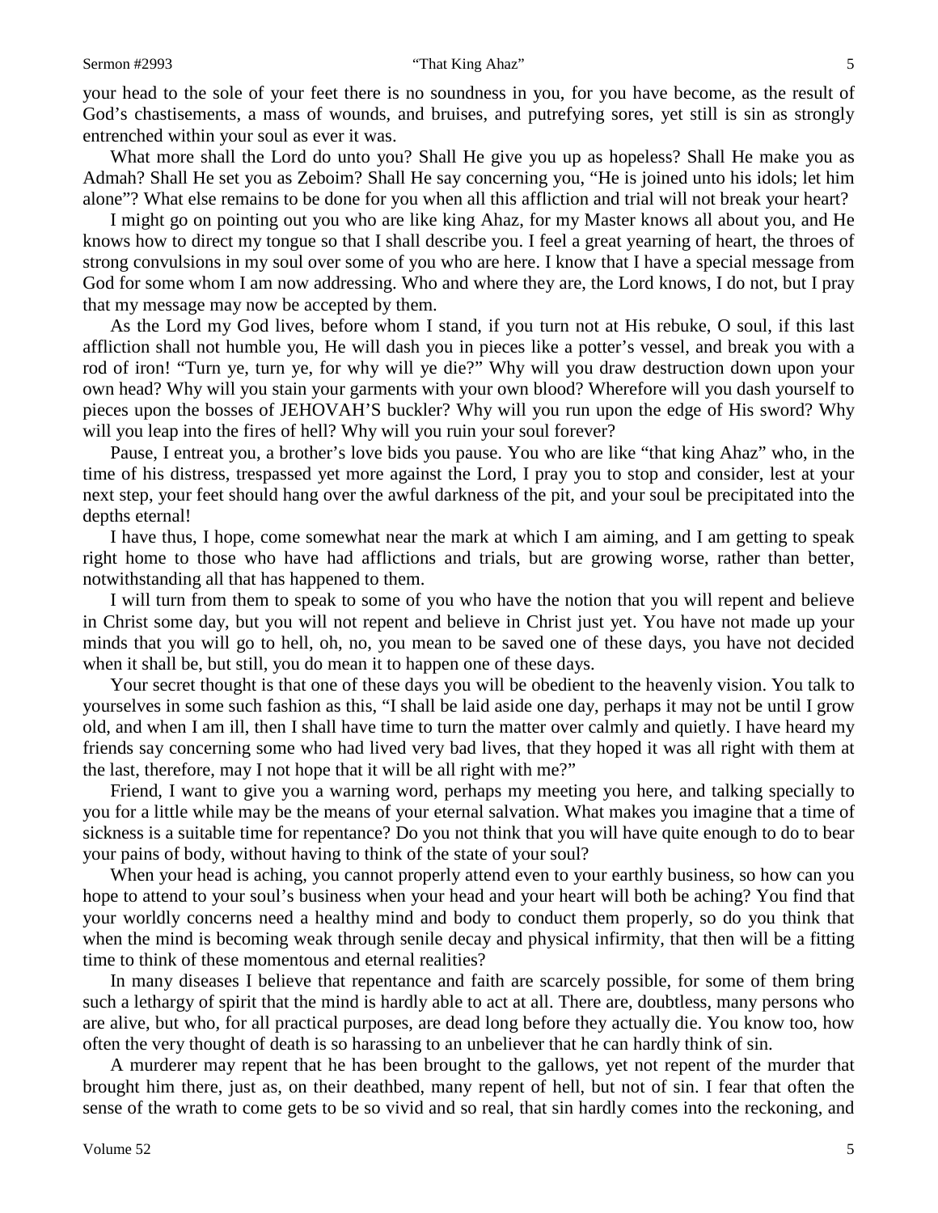your head to the sole of your feet there is no soundness in you, for you have become, as the result of God's chastisements, a mass of wounds, and bruises, and putrefying sores, yet still is sin as strongly entrenched within your soul as ever it was.

What more shall the Lord do unto you? Shall He give you up as hopeless? Shall He make you as Admah? Shall He set you as Zeboim? Shall He say concerning you, "He is joined unto his idols; let him alone"? What else remains to be done for you when all this affliction and trial will not break your heart?

I might go on pointing out you who are like king Ahaz, for my Master knows all about you, and He knows how to direct my tongue so that I shall describe you. I feel a great yearning of heart, the throes of strong convulsions in my soul over some of you who are here. I know that I have a special message from God for some whom I am now addressing. Who and where they are, the Lord knows, I do not, but I pray that my message may now be accepted by them.

As the Lord my God lives, before whom I stand, if you turn not at His rebuke, O soul, if this last affliction shall not humble you, He will dash you in pieces like a potter's vessel, and break you with a rod of iron! "Turn ye, turn ye, for why will ye die?" Why will you draw destruction down upon your own head? Why will you stain your garments with your own blood? Wherefore will you dash yourself to pieces upon the bosses of JEHOVAH'S buckler? Why will you run upon the edge of His sword? Why will you leap into the fires of hell? Why will you ruin your soul forever?

Pause, I entreat you, a brother's love bids you pause. You who are like "that king Ahaz" who, in the time of his distress, trespassed yet more against the Lord, I pray you to stop and consider, lest at your next step, your feet should hang over the awful darkness of the pit, and your soul be precipitated into the depths eternal!

I have thus, I hope, come somewhat near the mark at which I am aiming, and I am getting to speak right home to those who have had afflictions and trials, but are growing worse, rather than better, notwithstanding all that has happened to them.

I will turn from them to speak to some of you who have the notion that you will repent and believe in Christ some day, but you will not repent and believe in Christ just yet. You have not made up your minds that you will go to hell, oh, no, you mean to be saved one of these days, you have not decided when it shall be, but still, you do mean it to happen one of these days.

Your secret thought is that one of these days you will be obedient to the heavenly vision. You talk to yourselves in some such fashion as this, "I shall be laid aside one day, perhaps it may not be until I grow old, and when I am ill, then I shall have time to turn the matter over calmly and quietly. I have heard my friends say concerning some who had lived very bad lives, that they hoped it was all right with them at the last, therefore, may I not hope that it will be all right with me?"

Friend, I want to give you a warning word, perhaps my meeting you here, and talking specially to you for a little while may be the means of your eternal salvation. What makes you imagine that a time of sickness is a suitable time for repentance? Do you not think that you will have quite enough to do to bear your pains of body, without having to think of the state of your soul?

When your head is aching, you cannot properly attend even to your earthly business, so how can you hope to attend to your soul's business when your head and your heart will both be aching? You find that your worldly concerns need a healthy mind and body to conduct them properly, so do you think that when the mind is becoming weak through senile decay and physical infirmity, that then will be a fitting time to think of these momentous and eternal realities?

In many diseases I believe that repentance and faith are scarcely possible, for some of them bring such a lethargy of spirit that the mind is hardly able to act at all. There are, doubtless, many persons who are alive, but who, for all practical purposes, are dead long before they actually die. You know too, how often the very thought of death is so harassing to an unbeliever that he can hardly think of sin.

A murderer may repent that he has been brought to the gallows, yet not repent of the murder that brought him there, just as, on their deathbed, many repent of hell, but not of sin. I fear that often the sense of the wrath to come gets to be so vivid and so real, that sin hardly comes into the reckoning, and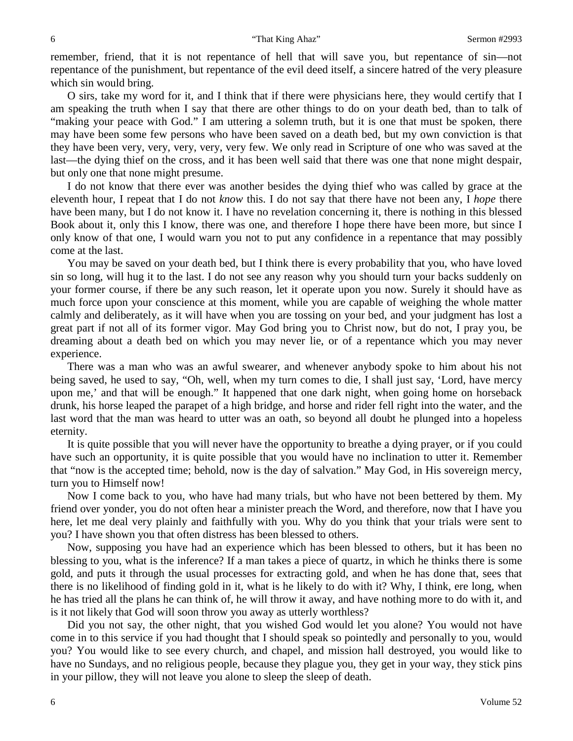remember, friend, that it is not repentance of hell that will save you, but repentance of sin—not repentance of the punishment, but repentance of the evil deed itself, a sincere hatred of the very pleasure which sin would bring.

O sirs, take my word for it, and I think that if there were physicians here, they would certify that I am speaking the truth when I say that there are other things to do on your death bed, than to talk of "making your peace with God." I am uttering a solemn truth, but it is one that must be spoken, there may have been some few persons who have been saved on a death bed, but my own conviction is that they have been very, very, very, very, very few. We only read in Scripture of one who was saved at the last—the dying thief on the cross, and it has been well said that there was one that none might despair, but only one that none might presume.

I do not know that there ever was another besides the dying thief who was called by grace at the eleventh hour, I repeat that I do not *know* this. I do not say that there have not been any, I *hope* there have been many, but I do not know it. I have no revelation concerning it, there is nothing in this blessed Book about it, only this I know, there was one, and therefore I hope there have been more, but since I only know of that one, I would warn you not to put any confidence in a repentance that may possibly come at the last.

You may be saved on your death bed, but I think there is every probability that you, who have loved sin so long, will hug it to the last. I do not see any reason why you should turn your backs suddenly on your former course, if there be any such reason, let it operate upon you now. Surely it should have as much force upon your conscience at this moment, while you are capable of weighing the whole matter calmly and deliberately, as it will have when you are tossing on your bed, and your judgment has lost a great part if not all of its former vigor. May God bring you to Christ now, but do not, I pray you, be dreaming about a death bed on which you may never lie, or of a repentance which you may never experience.

There was a man who was an awful swearer, and whenever anybody spoke to him about his not being saved, he used to say, "Oh, well, when my turn comes to die, I shall just say, 'Lord, have mercy upon me,' and that will be enough." It happened that one dark night, when going home on horseback drunk, his horse leaped the parapet of a high bridge, and horse and rider fell right into the water, and the last word that the man was heard to utter was an oath, so beyond all doubt he plunged into a hopeless eternity.

It is quite possible that you will never have the opportunity to breathe a dying prayer, or if you could have such an opportunity, it is quite possible that you would have no inclination to utter it. Remember that "now is the accepted time; behold, now is the day of salvation." May God, in His sovereign mercy, turn you to Himself now!

Now I come back to you, who have had many trials, but who have not been bettered by them. My friend over yonder, you do not often hear a minister preach the Word, and therefore, now that I have you here, let me deal very plainly and faithfully with you. Why do you think that your trials were sent to you? I have shown you that often distress has been blessed to others.

Now, supposing you have had an experience which has been blessed to others, but it has been no blessing to you, what is the inference? If a man takes a piece of quartz, in which he thinks there is some gold, and puts it through the usual processes for extracting gold, and when he has done that, sees that there is no likelihood of finding gold in it, what is he likely to do with it? Why, I think, ere long, when he has tried all the plans he can think of, he will throw it away, and have nothing more to do with it, and is it not likely that God will soon throw you away as utterly worthless?

Did you not say, the other night, that you wished God would let you alone? You would not have come in to this service if you had thought that I should speak so pointedly and personally to you, would you? You would like to see every church, and chapel, and mission hall destroyed, you would like to have no Sundays, and no religious people, because they plague you, they get in your way, they stick pins in your pillow, they will not leave you alone to sleep the sleep of death.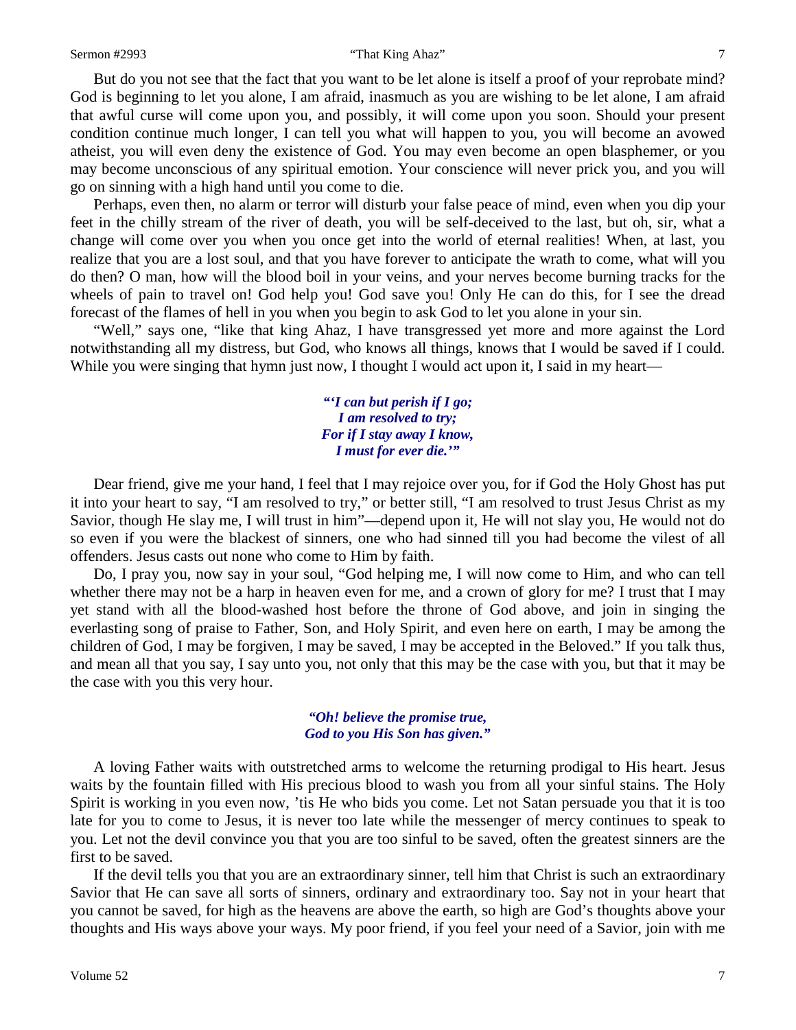But do you not see that the fact that you want to be let alone is itself a proof of your reprobate mind? God is beginning to let you alone, I am afraid, inasmuch as you are wishing to be let alone, I am afraid that awful curse will come upon you, and possibly, it will come upon you soon. Should your present condition continue much longer, I can tell you what will happen to you, you will become an avowed atheist, you will even deny the existence of God. You may even become an open blasphemer, or you may become unconscious of any spiritual emotion. Your conscience will never prick you, and you will go on sinning with a high hand until you come to die.

Perhaps, even then, no alarm or terror will disturb your false peace of mind, even when you dip your feet in the chilly stream of the river of death, you will be self-deceived to the last, but oh, sir, what a change will come over you when you once get into the world of eternal realities! When, at last, you realize that you are a lost soul, and that you have forever to anticipate the wrath to come, what will you do then? O man, how will the blood boil in your veins, and your nerves become burning tracks for the wheels of pain to travel on! God help you! God save you! Only He can do this, for I see the dread forecast of the flames of hell in you when you begin to ask God to let you alone in your sin.

"Well," says one, "like that king Ahaz, I have transgressed yet more and more against the Lord notwithstanding all my distress, but God, who knows all things, knows that I would be saved if I could. While you were singing that hymn just now, I thought I would act upon it, I said in my heart—

> ***"'I can but perish if I go;***
> ***I am resolved to try;***
> ***For if I stay away I know,***
> ***I must for ever die.'"***

Dear friend, give me your hand, I feel that I may rejoice over you, for if God the Holy Ghost has put it into your heart to say, "I am resolved to try," or better still, "I am resolved to trust Jesus Christ as my Savior, though He slay me, I will trust in him"—depend upon it, He will not slay you, He would not do so even if you were the blackest of sinners, one who had sinned till you had become the vilest of all offenders. Jesus casts out none who come to Him by faith.

Do, I pray you, now say in your soul, "God helping me, I will now come to Him, and who can tell whether there may not be a harp in heaven even for me, and a crown of glory for me? I trust that I may yet stand with all the blood-washed host before the throne of God above, and join in singing the everlasting song of praise to Father, Son, and Holy Spirit, and even here on earth, I may be among the children of God, I may be forgiven, I may be saved, I may be accepted in the Beloved." If you talk thus, and mean all that you say, I say unto you, not only that this may be the case with you, but that it may be the case with you this very hour.

> ***"Oh! believe the promise true,***
> ***God to you His Son has given."***

A loving Father waits with outstretched arms to welcome the returning prodigal to His heart. Jesus waits by the fountain filled with His precious blood to wash you from all your sinful stains. The Holy Spirit is working in you even now, 'tis He who bids you come. Let not Satan persuade you that it is too late for you to come to Jesus, it is never too late while the messenger of mercy continues to speak to you. Let not the devil convince you that you are too sinful to be saved, often the greatest sinners are the first to be saved.

If the devil tells you that you are an extraordinary sinner, tell him that Christ is such an extraordinary Savior that He can save all sorts of sinners, ordinary and extraordinary too. Say not in your heart that you cannot be saved, for high as the heavens are above the earth, so high are God's thoughts above your thoughts and His ways above your ways. My poor friend, if you feel your need of a Savior, join with me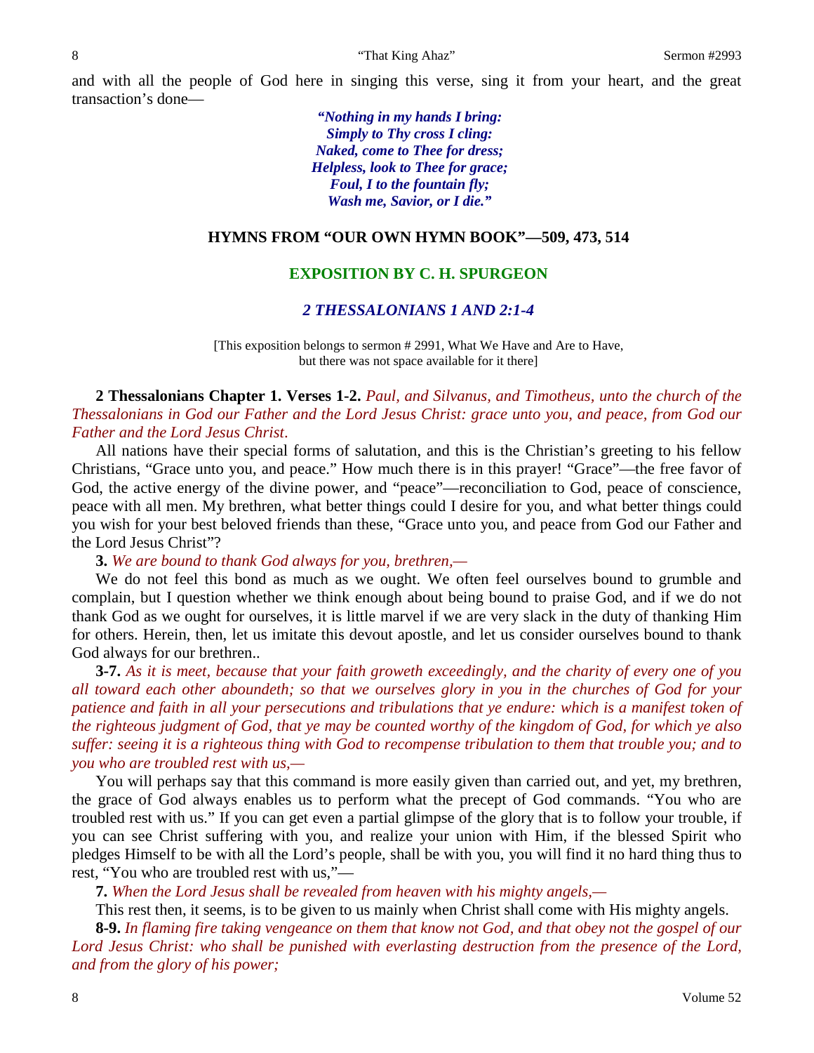and with all the people of God here in singing this verse, sing it from your heart, and the great transaction's done—

> ***"Nothing in my hands I bring:***
> ***Simply to Thy cross I cling:***
> ***Naked, come to Thee for dress;***
> ***Helpless, look to Thee for grace;***
> ***Foul, I to the fountain fly;***
> ***Wash me, Savior, or I die."***

## HYMNS FROM "OUR OWN HYMN BOOK"—509, 473, 514

## EXPOSITION BY C. H. SPURGEON

### *2 THESSALONIANS 1 AND 2:1-4*

[This exposition belongs to sermon # 2991, What We Have and Are to Have, but there was not space available for it there]

**2 Thessalonians Chapter 1. Verses 1-2.** *Paul, and Silvanus, and Timotheus, unto the church of the Thessalonians in God our Father and the Lord Jesus Christ: grace unto you, and peace, from God our Father and the Lord Jesus Christ.*

All nations have their special forms of salutation, and this is the Christian's greeting to his fellow Christians, "Grace unto you, and peace." How much there is in this prayer! "Grace"—the free favor of God, the active energy of the divine power, and "peace"—reconciliation to God, peace of conscience, peace with all men. My brethren, what better things could I desire for you, and what better things could you wish for your best beloved friends than these, "Grace unto you, and peace from God our Father and the Lord Jesus Christ"?

**3.** *We are bound to thank God always for you, brethren,—*

We do not feel this bond as much as we ought. We often feel ourselves bound to grumble and complain, but I question whether we think enough about being bound to praise God, and if we do not thank God as we ought for ourselves, it is little marvel if we are very slack in the duty of thanking Him for others. Herein, then, let us imitate this devout apostle, and let us consider ourselves bound to thank God always for our brethren..

**3-7.** *As it is meet, because that your faith groweth exceedingly, and the charity of every one of you all toward each other aboundeth; so that we ourselves glory in you in the churches of God for your patience and faith in all your persecutions and tribulations that ye endure: which is a manifest token of the righteous judgment of God, that ye may be counted worthy of the kingdom of God, for which ye also suffer: seeing it is a righteous thing with God to recompense tribulation to them that trouble you; and to you who are troubled rest with us,—*

You will perhaps say that this command is more easily given than carried out, and yet, my brethren, the grace of God always enables us to perform what the precept of God commands. "You who are troubled rest with us." If you can get even a partial glimpse of the glory that is to follow your trouble, if you can see Christ suffering with you, and realize your union with Him, if the blessed Spirit who pledges Himself to be with all the Lord's people, shall be with you, you will find it no hard thing thus to rest, "You who are troubled rest with us,"—

**7.** *When the Lord Jesus shall be revealed from heaven with his mighty angels,—*

This rest then, it seems, is to be given to us mainly when Christ shall come with His mighty angels.

**8-9.** *In flaming fire taking vengeance on them that know not God, and that obey not the gospel of our Lord Jesus Christ: who shall be punished with everlasting destruction from the presence of the Lord, and from the glory of his power;*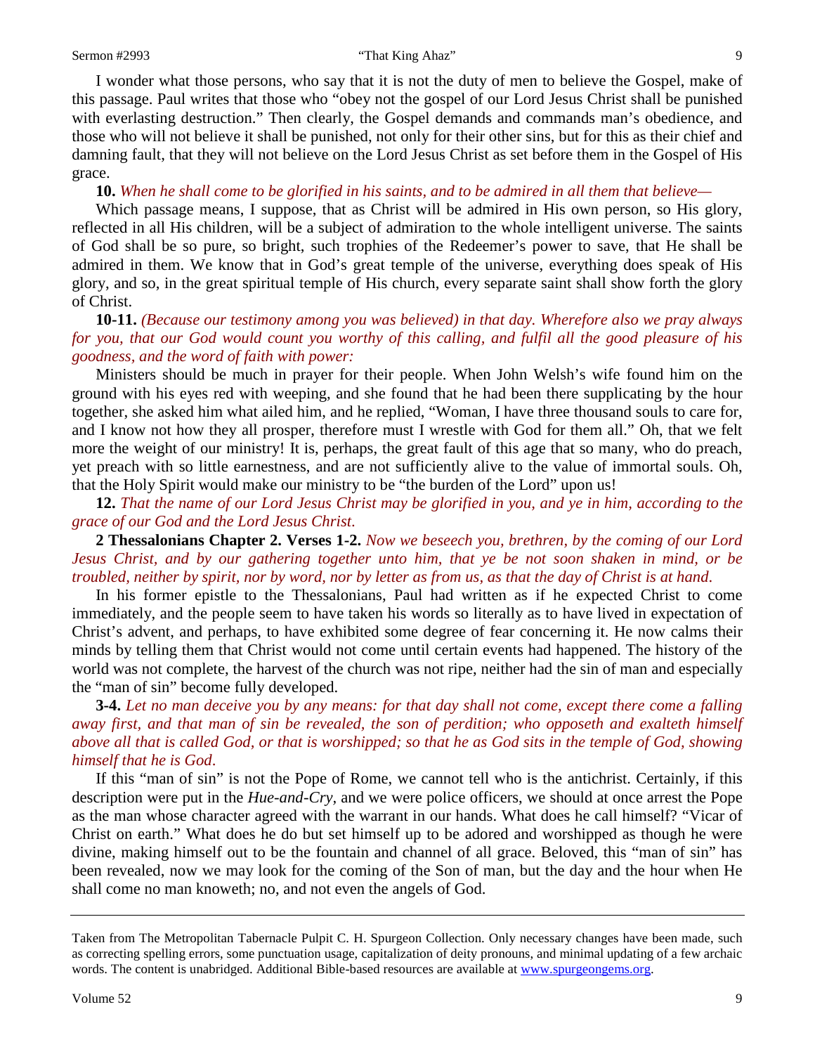I wonder what those persons, who say that it is not the duty of men to believe the Gospel, make of this passage. Paul writes that those who "obey not the gospel of our Lord Jesus Christ shall be punished with everlasting destruction." Then clearly, the Gospel demands and commands man's obedience, and those who will not believe it shall be punished, not only for their other sins, but for this as their chief and damning fault, that they will not believe on the Lord Jesus Christ as set before them in the Gospel of His grace.

**10.** *When he shall come to be glorified in his saints, and to be admired in all them that believe—*

Which passage means, I suppose, that as Christ will be admired in His own person, so His glory, reflected in all His children, will be a subject of admiration to the whole intelligent universe. The saints of God shall be so pure, so bright, such trophies of the Redeemer's power to save, that He shall be admired in them. We know that in God's great temple of the universe, everything does speak of His glory, and so, in the great spiritual temple of His church, every separate saint shall show forth the glory of Christ.

**10-11.** *(Because our testimony among you was believed) in that day. Wherefore also we pray always for you, that our God would count you worthy of this calling, and fulfil all the good pleasure of his goodness, and the word of faith with power:*

Ministers should be much in prayer for their people. When John Welsh's wife found him on the ground with his eyes red with weeping, and she found that he had been there supplicating by the hour together, she asked him what ailed him, and he replied, "Woman, I have three thousand souls to care for, and I know not how they all prosper, therefore must I wrestle with God for them all." Oh, that we felt more the weight of our ministry! It is, perhaps, the great fault of this age that so many, who do preach, yet preach with so little earnestness, and are not sufficiently alive to the value of immortal souls. Oh, that the Holy Spirit would make our ministry to be "the burden of the Lord" upon us!

**12.** *That the name of our Lord Jesus Christ may be glorified in you, and ye in him, according to the grace of our God and the Lord Jesus Christ.*

**2 Thessalonians Chapter 2. Verses 1-2.** *Now we beseech you, brethren, by the coming of our Lord Jesus Christ, and by our gathering together unto him, that ye be not soon shaken in mind, or be troubled, neither by spirit, nor by word, nor by letter as from us, as that the day of Christ is at hand.*

In his former epistle to the Thessalonians, Paul had written as if he expected Christ to come immediately, and the people seem to have taken his words so literally as to have lived in expectation of Christ's advent, and perhaps, to have exhibited some degree of fear concerning it. He now calms their minds by telling them that Christ would not come until certain events had happened. The history of the world was not complete, the harvest of the church was not ripe, neither had the sin of man and especially the "man of sin" become fully developed.

**3-4.** *Let no man deceive you by any means: for that day shall not come, except there come a falling away first, and that man of sin be revealed, the son of perdition; who opposeth and exalteth himself above all that is called God, or that is worshipped; so that he as God sits in the temple of God, showing himself that he is God.*

If this "man of sin" is not the Pope of Rome, we cannot tell who is the antichrist. Certainly, if this description were put in the *Hue-and-Cry*, and we were police officers, we should at once arrest the Pope as the man whose character agreed with the warrant in our hands. What does he call himself? "Vicar of Christ on earth." What does he do but set himself up to be adored and worshipped as though he were divine, making himself out to be the fountain and channel of all grace. Beloved, this "man of sin" has been revealed, now we may look for the coming of the Son of man, but the day and the hour when He shall come no man knoweth; no, and not even the angels of God.

---

Taken from The Metropolitan Tabernacle Pulpit C. H. Spurgeon Collection. Only necessary changes have been made, such as correcting spelling errors, some punctuation usage, capitalization of deity pronouns, and minimal updating of a few archaic words. The content is unabridged. Additional Bible-based resources are available at www.spurgeongems.org.